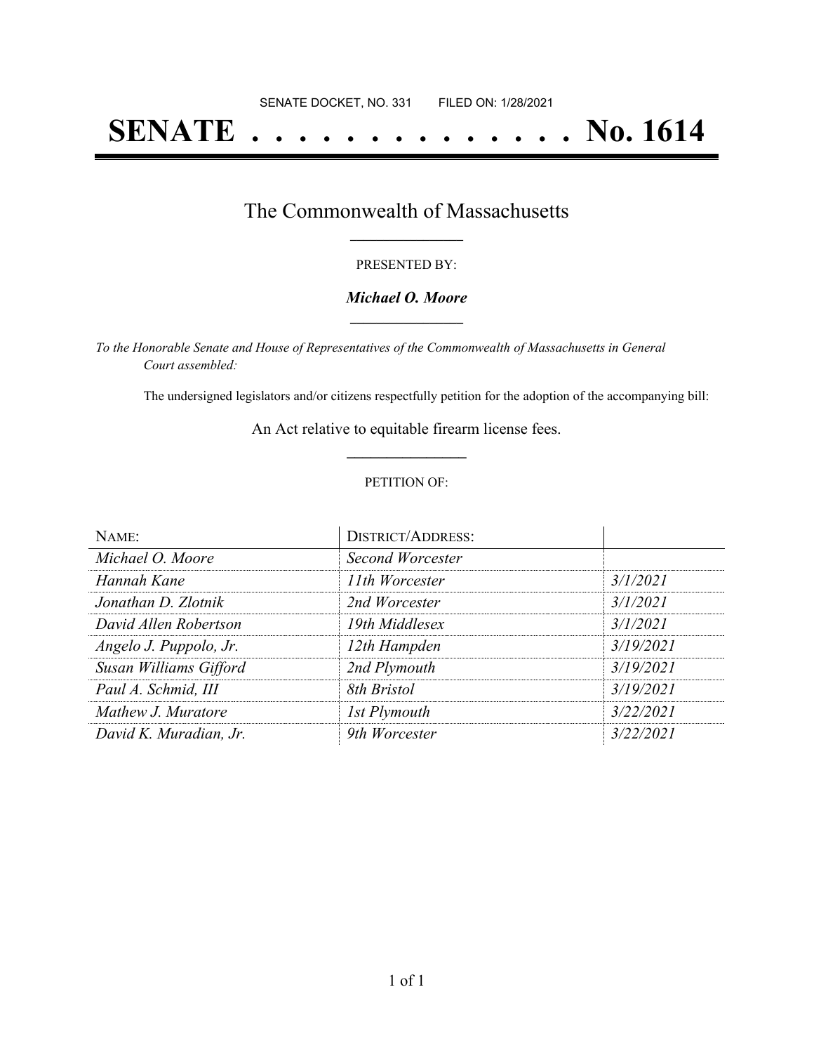SENATE DOCKET, NO. 331        FILED ON: 1/28/2021

# SENATE . . . . . . . . . . . . . . No. 1614

## The Commonwealth of Massachusetts

PRESENTED BY:

***Michael O. Moore***

*To the Honorable Senate and House of Representatives of the Commonwealth of Massachusetts in General Court assembled:*

The undersigned legislators and/or citizens respectfully petition for the adoption of the accompanying bill:

An Act relative to equitable firearm license fees.

PETITION OF:

| NAME: | DISTRICT/ADDRESS: | |
|---|---|---|
| *Michael O. Moore* | *Second Worcester* | |
| *Hannah Kane* | *11th Worcester* | *3/1/2021* |
| *Jonathan D. Zlotnik* | *2nd Worcester* | *3/1/2021* |
| *David Allen Robertson* | *19th Middlesex* | *3/1/2021* |
| *Angelo J. Puppolo, Jr.* | *12th Hampden* | *3/19/2021* |
| *Susan Williams Gifford* | *2nd Plymouth* | *3/19/2021* |
| *Paul A. Schmid, III* | *8th Bristol* | *3/19/2021* |
| *Mathew J. Muratore* | *1st Plymouth* | *3/22/2021* |
| *David K. Muradian, Jr.* | *9th Worcester* | *3/22/2021* |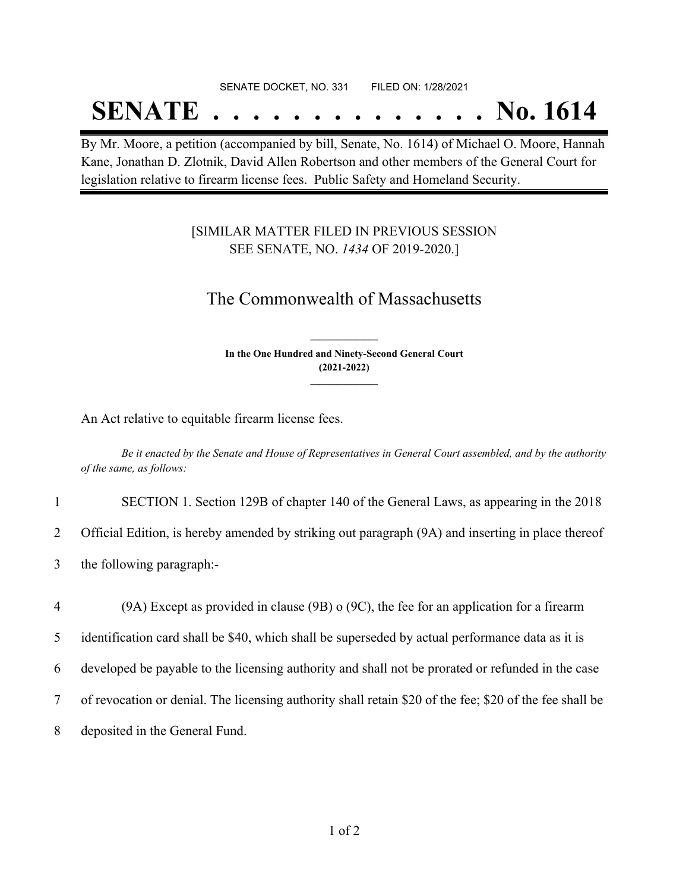SENATE DOCKET, NO. 331        FILED ON: 1/28/2021

# SENATE . . . . . . . . . . . . . . No. 1614

By Mr. Moore, a petition (accompanied by bill, Senate, No. 1614) of Michael O. Moore, Hannah Kane, Jonathan D. Zlotnik, David Allen Robertson and other members of the General Court for legislation relative to firearm license fees. Public Safety and Homeland Security.

[SIMILAR MATTER FILED IN PREVIOUS SESSION SEE SENATE, NO. *1434* OF 2019-2020.]

## The Commonwealth of Massachusetts

**In the One Hundred and Ninety-Second General Court (2021-2022)**

An Act relative to equitable firearm license fees.

*Be it enacted by the Senate and House of Representatives in General Court assembled, and by the authority of the same, as follows:*

1 SECTION 1. Section 129B of chapter 140 of the General Laws, as appearing in the 2018
2 Official Edition, is hereby amended by striking out paragraph (9A) and inserting in place thereof
3 the following paragraph:-

4 (9A) Except as provided in clause (9B) o (9C), the fee for an application for a firearm
5 identification card shall be $40, which shall be superseded by actual performance data as it is
6 developed be payable to the licensing authority and shall not be prorated or refunded in the case
7 of revocation or denial. The licensing authority shall retain $20 of the fee; $20 of the fee shall be
8 deposited in the General Fund.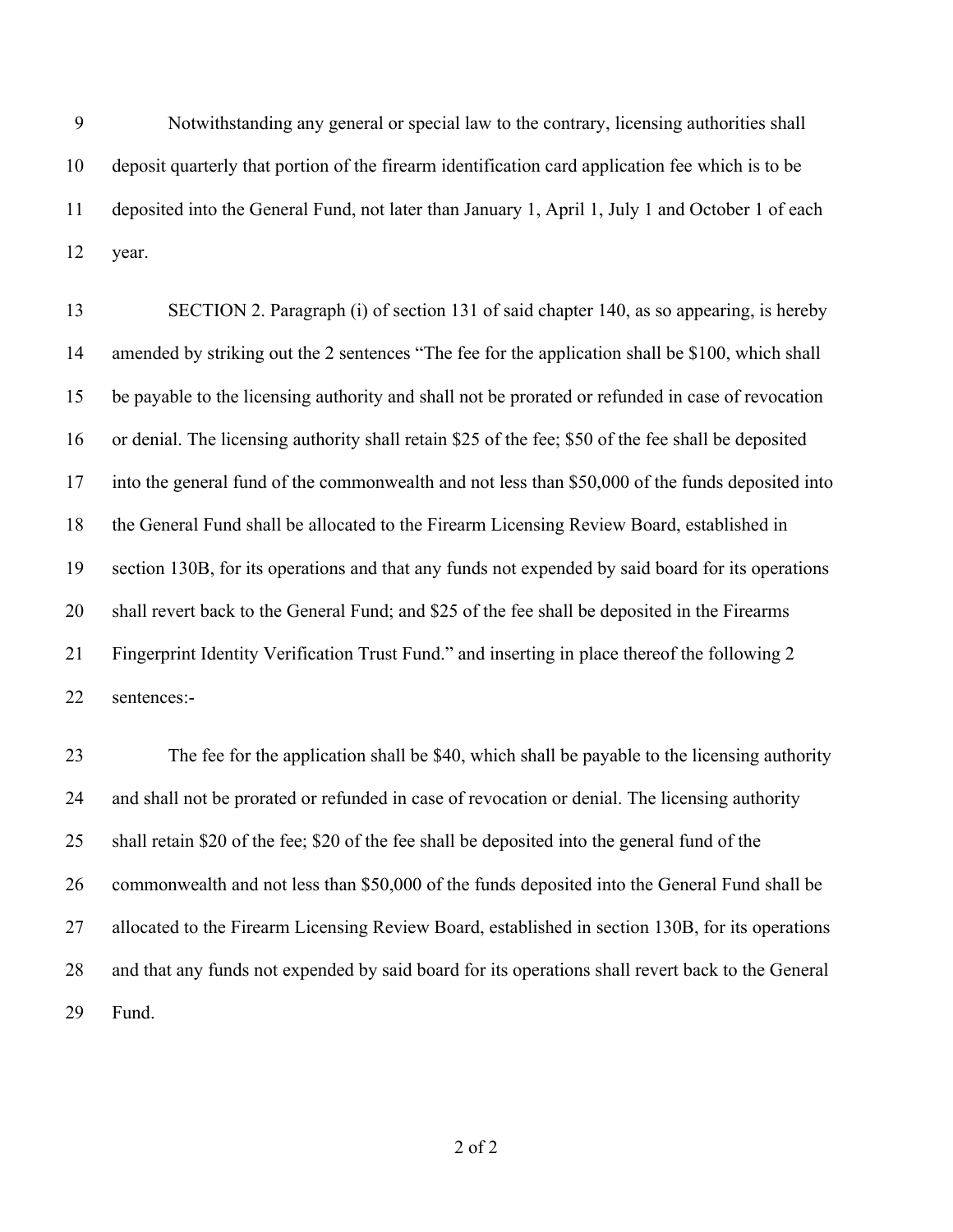Notwithstanding any general or special law to the contrary, licensing authorities shall deposit quarterly that portion of the firearm identification card application fee which is to be deposited into the General Fund, not later than January 1, April 1, July 1 and October 1 of each year.

SECTION 2. Paragraph (i) of section 131 of said chapter 140, as so appearing, is hereby amended by striking out the 2 sentences "The fee for the application shall be $100, which shall be payable to the licensing authority and shall not be prorated or refunded in case of revocation or denial. The licensing authority shall retain $25 of the fee; $50 of the fee shall be deposited into the general fund of the commonwealth and not less than $50,000 of the funds deposited into the General Fund shall be allocated to the Firearm Licensing Review Board, established in section 130B, for its operations and that any funds not expended by said board for its operations shall revert back to the General Fund; and $25 of the fee shall be deposited in the Firearms Fingerprint Identity Verification Trust Fund." and inserting in place thereof the following 2 sentences:-

The fee for the application shall be $40, which shall be payable to the licensing authority and shall not be prorated or refunded in case of revocation or denial. The licensing authority shall retain $20 of the fee; $20 of the fee shall be deposited into the general fund of the commonwealth and not less than $50,000 of the funds deposited into the General Fund shall be allocated to the Firearm Licensing Review Board, established in section 130B, for its operations and that any funds not expended by said board for its operations shall revert back to the General Fund.